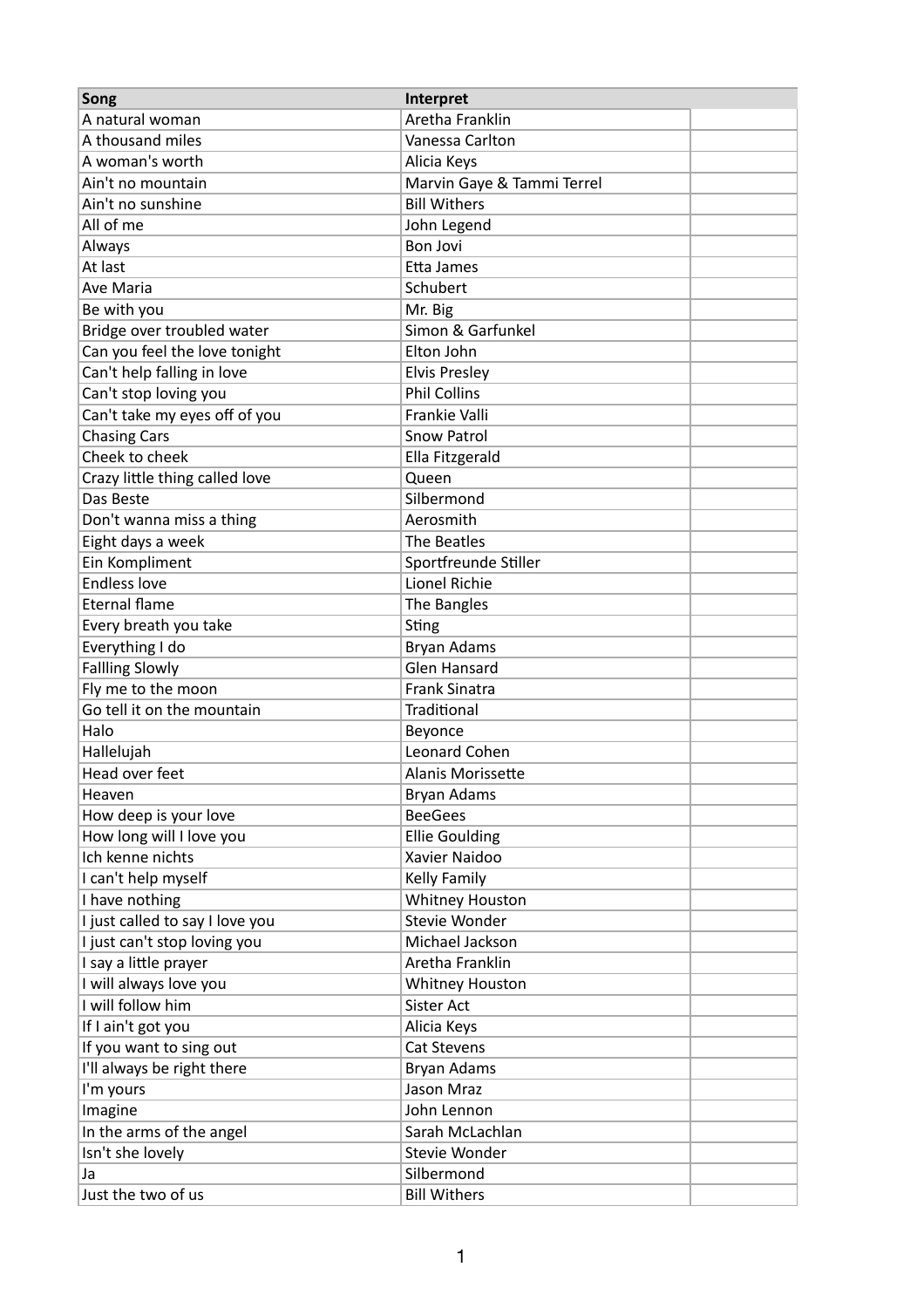| Song | Interpret | |
|---|---|---|
| A natural woman | Aretha Franklin | |
| A thousand miles | Vanessa Carlton | |
| A woman's worth | Alicia Keys | |
| Ain't no mountain | Marvin Gaye & Tammi Terrel | |
| Ain't no sunshine | Bill Withers | |
| All of me | John Legend | |
| Always | Bon Jovi | |
| At last | Etta James | |
| Ave Maria | Schubert | |
| Be with you | Mr. Big | |
| Bridge over troubled water | Simon & Garfunkel | |
| Can you feel the love tonight | Elton John | |
| Can't help falling in love | Elvis Presley | |
| Can't stop loving you | Phil Collins | |
| Can't take my eyes off of you | Frankie Valli | |
| Chasing Cars | Snow Patrol | |
| Cheek to cheek | Ella Fitzgerald | |
| Crazy little thing called love | Queen | |
| Das Beste | Silbermond | |
| Don't wanna miss a thing | Aerosmith | |
| Eight days a week | The Beatles | |
| Ein Kompliment | Sportfreunde Stiller | |
| Endless love | Lionel Richie | |
| Eternal flame | The Bangles | |
| Every breath you take | Sting | |
| Everything I do | Bryan Adams | |
| Fallling Slowly | Glen Hansard | |
| Fly me to the moon | Frank Sinatra | |
| Go tell it on the mountain | Traditional | |
| Halo | Beyonce | |
| Hallelujah | Leonard Cohen | |
| Head over feet | Alanis Morissette | |
| Heaven | Bryan Adams | |
| How deep is your love | BeeGees | |
| How long will I love you | Ellie Goulding | |
| Ich kenne nichts | Xavier Naidoo | |
| I can't help myself | Kelly Family | |
| I have nothing | Whitney Houston | |
| I just called to say I love you | Stevie Wonder | |
| I just can't stop loving you | Michael Jackson | |
| I say a little prayer | Aretha Franklin | |
| I will always love you | Whitney Houston | |
| I will follow him | Sister Act | |
| If I ain't got you | Alicia Keys | |
| If you want to sing out | Cat Stevens | |
| I'll always be right there | Bryan Adams | |
| I'm yours | Jason Mraz | |
| Imagine | John Lennon | |
| In the arms of the angel | Sarah McLachlan | |
| Isn't she lovely | Stevie Wonder | |
| Ja | Silbermond | |
| Just the two of us | Bill Withers | |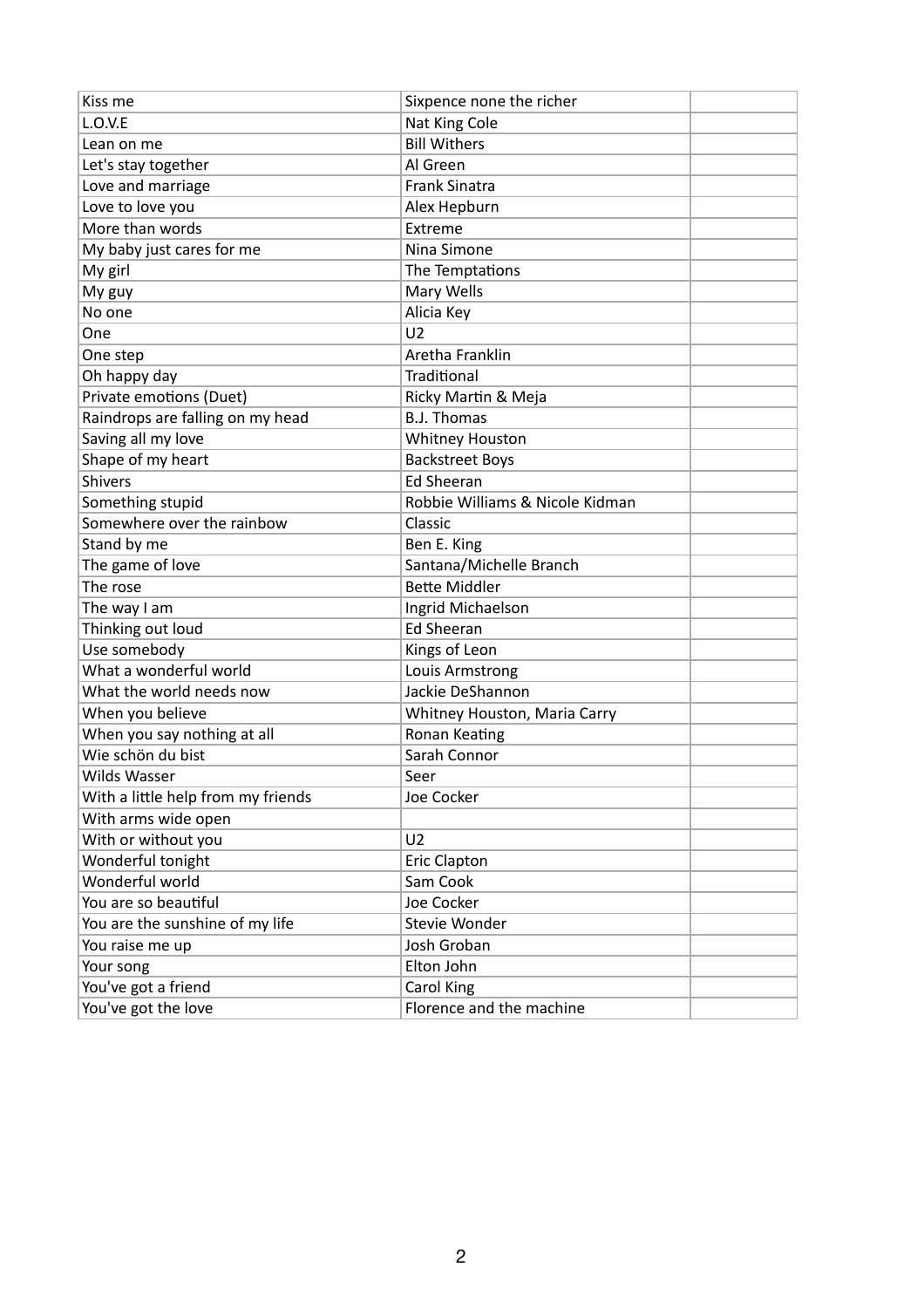| | | |
|---|---|---|
| Kiss me | Sixpence none the richer | |
| L.O.V.E | Nat King Cole | |
| Lean on me | Bill Withers | |
| Let's stay together | Al Green | |
| Love and marriage | Frank Sinatra | |
| Love to love you | Alex Hepburn | |
| More than words | Extreme | |
| My baby just cares for me | Nina Simone | |
| My girl | The Temptations | |
| My guy | Mary Wells | |
| No one | Alicia Key | |
| One | U2 | |
| One step | Aretha Franklin | |
| Oh happy day | Traditional | |
| Private emotions (Duet) | Ricky Martin & Meja | |
| Raindrops are falling on my head | B.J. Thomas | |
| Saving all my love | Whitney Houston | |
| Shape of my heart | Backstreet Boys | |
| Shivers | Ed Sheeran | |
| Something stupid | Robbie Williams & Nicole Kidman | |
| Somewhere over the rainbow | Classic | |
| Stand by me | Ben E. King | |
| The game of love | Santana/Michelle Branch | |
| The rose | Bette Middler | |
| The way I am | Ingrid Michaelson | |
| Thinking out loud | Ed Sheeran | |
| Use somebody | Kings of Leon | |
| What a wonderful world | Louis Armstrong | |
| What the world needs now | Jackie DeShannon | |
| When you believe | Whitney Houston, Maria Carry | |
| When you say nothing at all | Ronan Keating | |
| Wie schön du bist | Sarah Connor | |
| Wilds Wasser | Seer | |
| With a little help from my friends | Joe Cocker | |
| With arms wide open | | |
| With or without you | U2 | |
| Wonderful tonight | Eric Clapton | |
| Wonderful world | Sam Cook | |
| You are so beautiful | Joe Cocker | |
| You are the sunshine of my life | Stevie Wonder | |
| You raise me up | Josh Groban | |
| Your song | Elton John | |
| You've got a friend | Carol King | |
| You've got the love | Florence and the machine | |